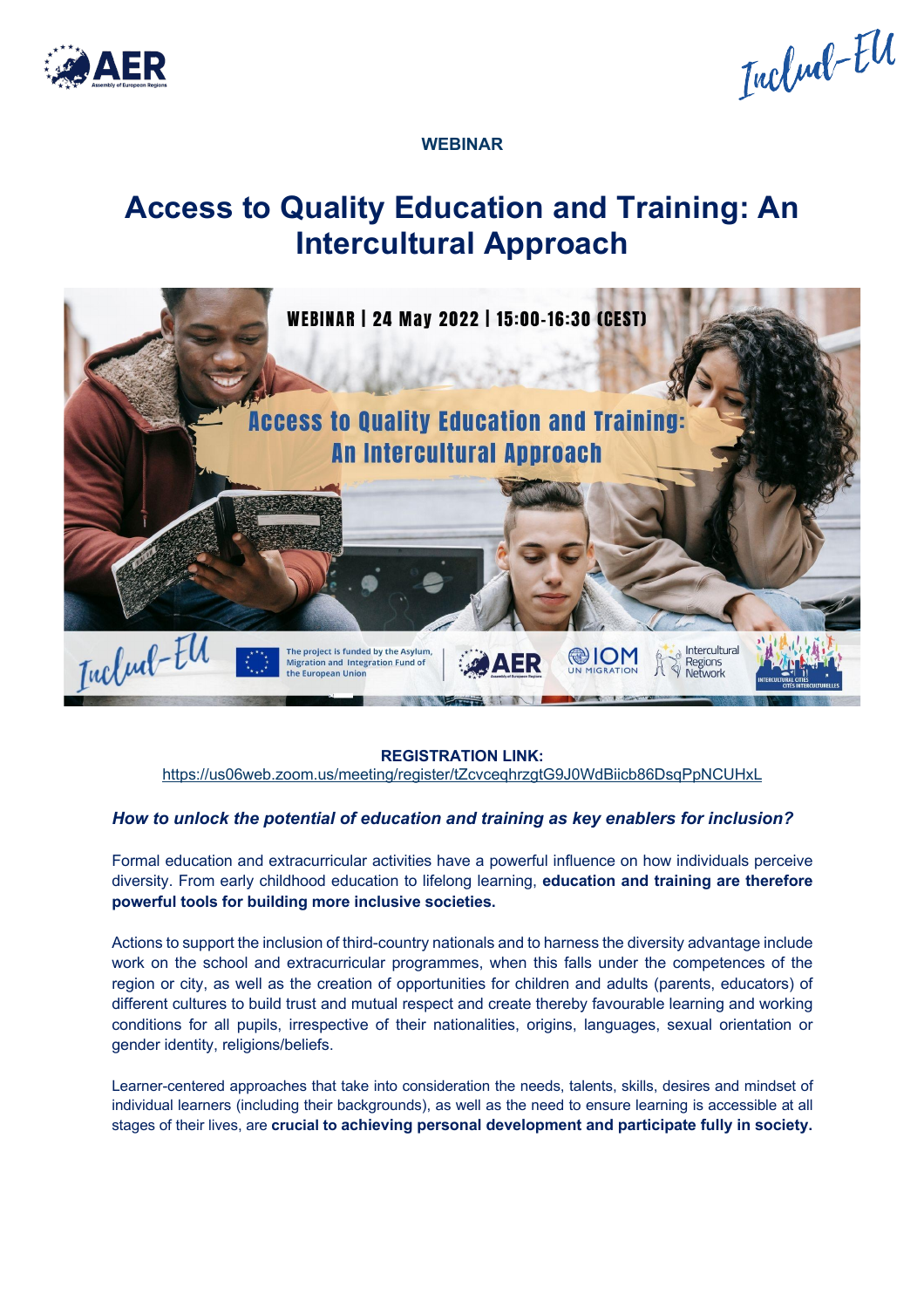**WEBINAR**

# Access to Quality Education and Training: An Intercultural Approach

WEBINAR | 24 May 2022 | 15:00-16:30 (CEST)

**REGISTRATION LINK:**
https://us06web.zoom.us/meeting/register/tZcvceqhrzgtG9J0WdBiicb86DsqPpNCUHxL

***How to unlock the potential of education and training as key enablers for inclusion?***

Formal education and extracurricular activities have a powerful influence on how individuals perceive diversity. From early childhood education to lifelong learning, **education and training are therefore powerful tools for building more inclusive societies.**

Actions to support the inclusion of third-country nationals and to harness the diversity advantage include work on the school and extracurricular programmes, when this falls under the competences of the region or city, as well as the creation of opportunities for children and adults (parents, educators) of different cultures to build trust and mutual respect and create thereby favourable learning and working conditions for all pupils, irrespective of their nationalities, origins, languages, sexual orientation or gender identity, religions/beliefs.

Learner-centered approaches that take into consideration the needs, talents, skills, desires and mindset of individual learners (including their backgrounds), as well as the need to ensure learning is accessible at all stages of their lives, are **crucial to achieving personal development and participate fully in society.**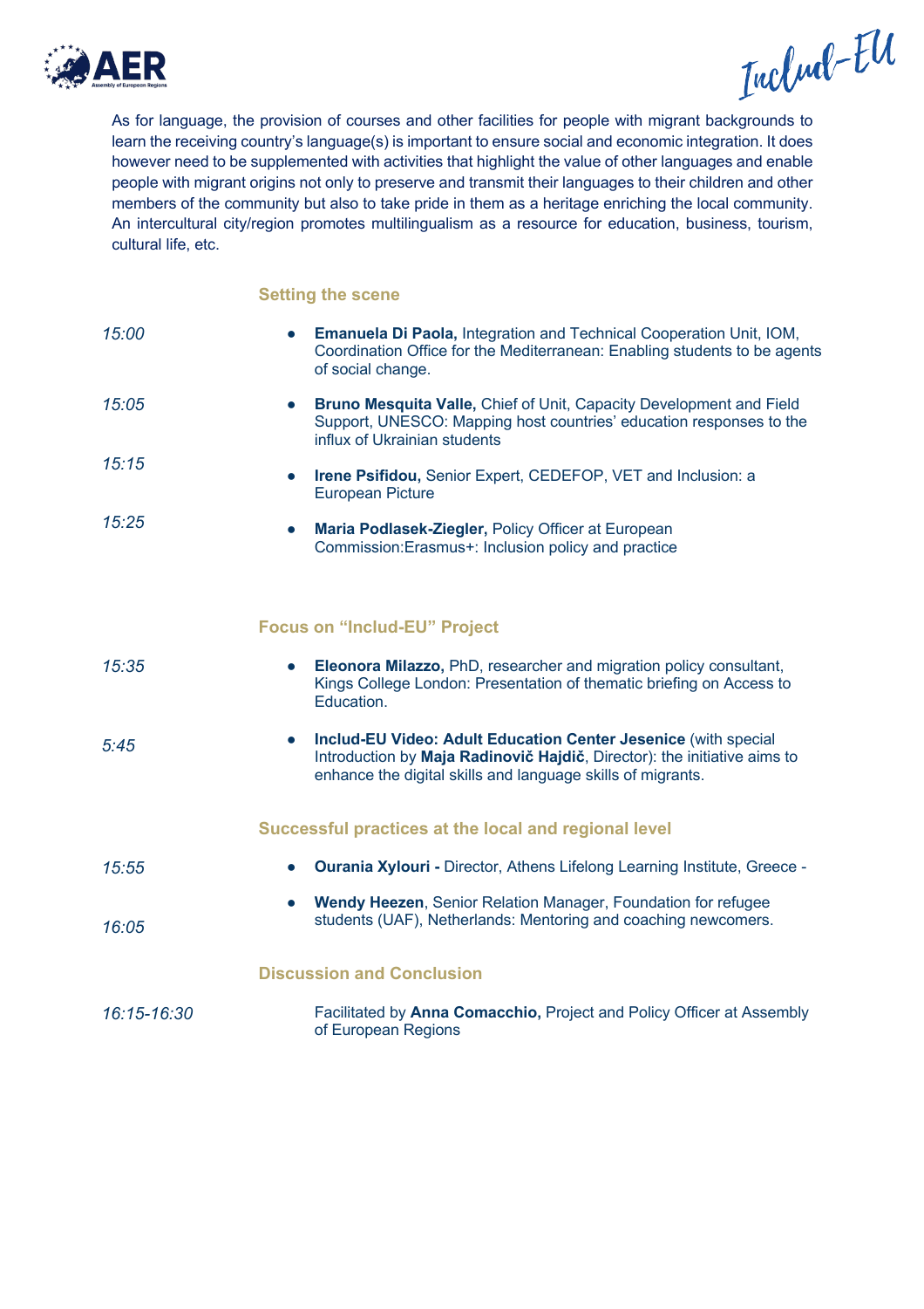As for language, the provision of courses and other facilities for people with migrant backgrounds to learn the receiving country's language(s) is important to ensure social and economic integration. It does however need to be supplemented with activities that highlight the value of other languages and enable people with migrant origins not only to preserve and transmit their languages to their children and other members of the community but also to take pride in them as a heritage enriching the local community. An intercultural city/region promotes multilingualism as a resource for education, business, tourism, cultural life, etc.

### Setting the scene

*15:00*
- **Emanuela Di Paola,** Integration and Technical Cooperation Unit, IOM, Coordination Office for the Mediterranean: Enabling students to be agents of social change.

*15:05*
- **Bruno Mesquita Valle,** Chief of Unit, Capacity Development and Field Support, UNESCO: Mapping host countries' education responses to the influx of Ukrainian students

*15:15*
- **Irene Psifidou,** Senior Expert, CEDEFOP, VET and Inclusion: a European Picture

*15:25*
- **Maria Podlasek-Ziegler,** Policy Officer at European Commission:Erasmus+: Inclusion policy and practice

### Focus on "Includ-EU" Project

*15:35*
- **Eleonora Milazzo,** PhD, researcher and migration policy consultant, Kings College London: Presentation of thematic briefing on Access to Education.

*5:45*
- **Includ-EU Video: Adult Education Center Jesenice** (with special Introduction by **Maja Radinovič Hajdič**, Director): the initiative aims to enhance the digital skills and language skills of migrants.

### Successful practices at the local and regional level

*15:55*
- **Ourania Xylouri -** Director, Athens Lifelong Learning Institute, Greece -

*16:05*
- **Wendy Heezen**, Senior Relation Manager, Foundation for refugee students (UAF), Netherlands: Mentoring and coaching newcomers.

### Discussion and Conclusion

*16:15-16:30*
Facilitated by **Anna Comacchio,** Project and Policy Officer at Assembly of European Regions